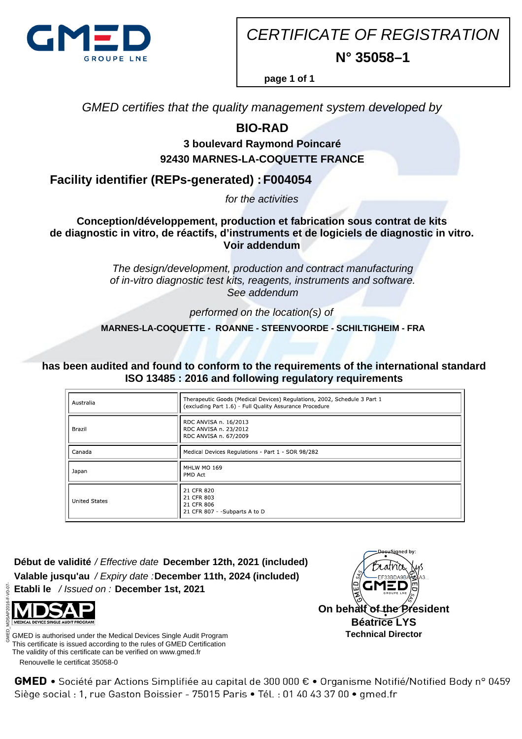GMED
GROUPE LNE

# CERTIFICATE OF REGISTRATION

## N° 35058–1

*GMED certifies that the quality management system developed by*

**BIO-RAD**

**3 boulevard Raymond Poincaré**

**92430 MARNES-LA-COQUETTE FRANCE**

**Facility identifier (REPs-generated) : F004054**

*for the activities*

**Conception/développement, production et fabrication sous contrat de kits de diagnostic in vitro, de réactifs, d'instruments et de logiciels de diagnostic in vitro. Voir addendum**

*The design/development, production and contract manufacturing of in-vitro diagnostic test kits, reagents, instruments and software. See addendum*

*performed on the location(s) of*

**MARNES-LA-COQUETTE - ROANNE - STEENVOORDE - SCHILTIGHEIM - FRA**

**has been audited and found to conform to the requirements of the international standard ISO 13485 : 2016 and following regulatory requirements**

| Country | Regulatory requirements |
|---|---|
| Australia | Therapeutic Goods (Medical Devices) Regulations, 2002, Schedule 3 Part 1 (excluding Part 1.6) - Full Quality Assurance Procedure |
| Brazil | RDC ANVISA n. 16/2013<br>RDC ANVISA n. 23/2012<br>RDC ANVISA n. 67/2009 |
| Canada | Medical Devices Regulations - Part 1 - SOR 98/282 |
| Japan | MHLW MO 169<br>PMD Act |
| United States | 21 CFR 820<br>21 CFR 803<br>21 CFR 806<br>21 CFR 807 - -Subparts A to D |

**Début de validité** */ Effective date* **December 12th, 2021 (included)**
**Valable jusqu'au** */ Expiry date :* **December 11th, 2024 (included)**
**Etabli le** */ Issued on :* **December 1st, 2021**

MDSAP
MEDICAL DEVICE SINGLE AUDIT PROGRAM

GMED is authorised under the Medical Devices Single Audit Program
This certificate is issued according to the rules of GMED Certification
The validity of this certificate can be verified on www.gmed.fr

Renouvelle le certificat 35058-0

DocuSigned by:
Béatrice Lys
EF33BDA9BA...A3...

**On behalf of the President**
**Béatrice LYS**
**Technical Director**

GMED_MDSAP2016-F-V0-07-

**GMED** • Société par Actions Simplifiée au capital de 300 000 € • Organisme Notifié/Notified Body n° 0459
Siège social : 1, rue Gaston Boissier - 75015 Paris • Tél. : 01 40 43 37 00 • gmed.fr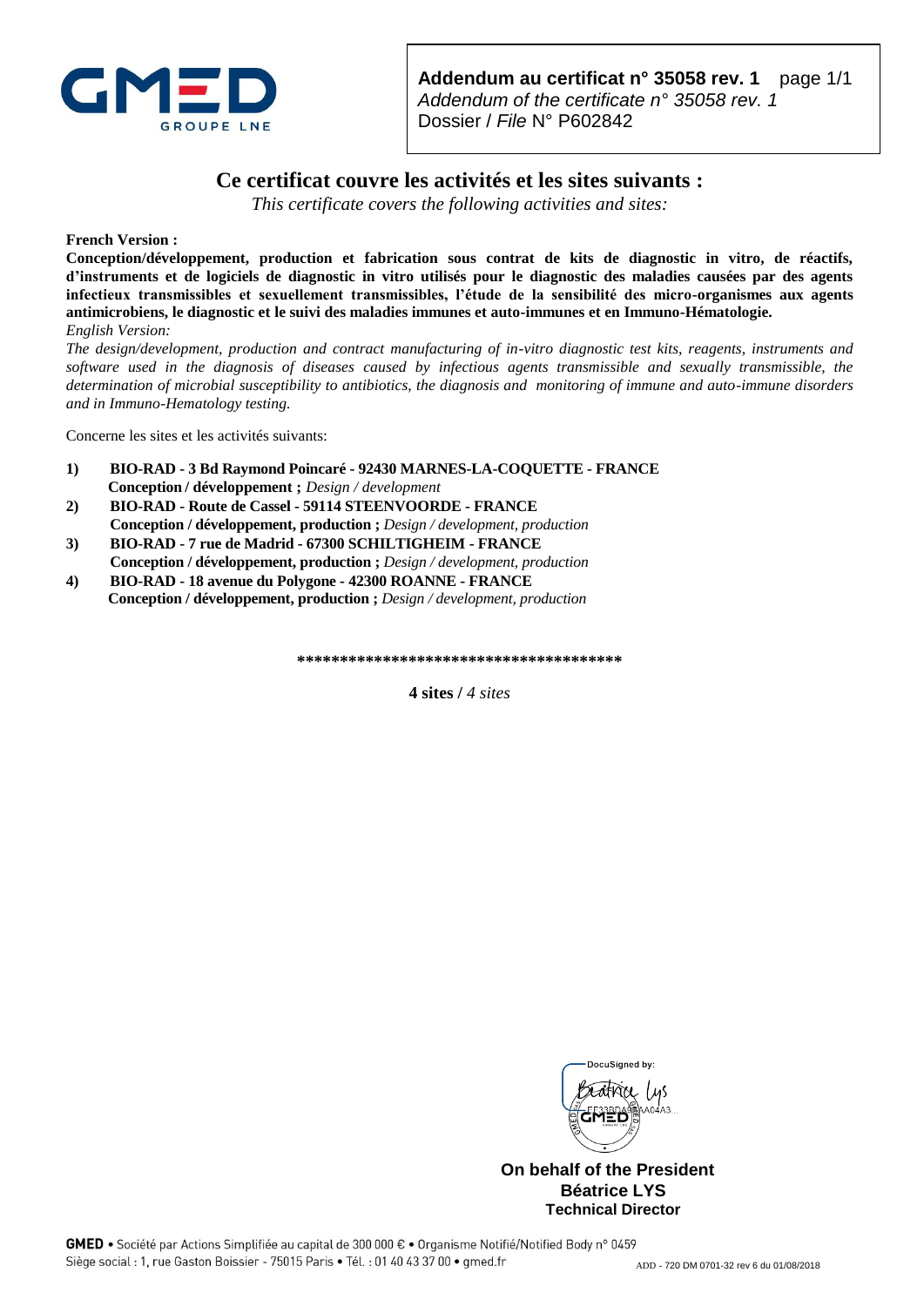**Addendum au certificat n° 35058 rev. 1** page 1/1
*Addendum of the certificate n° 35058 rev. 1*
Dossier / *File* N° P602842

## Ce certificat couvre les activités et les sites suivants :

*This certificate covers the following activities and sites:*

**French Version :**

**Conception/développement, production et fabrication sous contrat de kits de diagnostic in vitro, de réactifs, d'instruments et de logiciels de diagnostic in vitro utilisés pour le diagnostic des maladies causées par des agents infectieux transmissibles et sexuellement transmissibles, l'étude de la sensibilité des micro-organismes aux agents antimicrobiens, le diagnostic et le suivi des maladies immunes et auto-immunes et en Immuno-Hématologie.**

*English Version:*

*The design/development, production and contract manufacturing of in-vitro diagnostic test kits, reagents, instruments and software used in the diagnosis of diseases caused by infectious agents transmissible and sexually transmissible, the determination of microbial susceptibility to antibiotics, the diagnosis and monitoring of immune and auto-immune disorders and in Immuno-Hematology testing.*

Concerne les sites et les activités suivants:

1) **BIO-RAD - 3 Bd Raymond Poincaré - 92430 MARNES-LA-COQUETTE - FRANCE**
   **Conception / développement ;** *Design / development*
2) **BIO-RAD - Route de Cassel - 59114 STEENVOORDE - FRANCE**
   **Conception / développement, production ;** *Design / development, production*
3) **BIO-RAD - 7 rue de Madrid - 67300 SCHILTIGHEIM - FRANCE**
   **Conception / développement, production ;** *Design / development, production*
4) **BIO-RAD - 18 avenue du Polygone - 42300 ROANNE - FRANCE**
   **Conception / développement, production ;** *Design / development, production*

**************************************

**4 sites /** *4 sites*

DocuSigned by:
Béatrice Lys

**On behalf of the President**
**Béatrice LYS**
**Technical Director**

**GMED** • Société par Actions Simplifiée au capital de 300 000 € • Organisme Notifié/Notified Body n° 0459
Siège social : 1, rue Gaston Boissier - 75015 Paris • Tél. : 01 40 43 37 00 • gmed.fr

ADD - 720 DM 0701-32 rev 6 du 01/08/2018